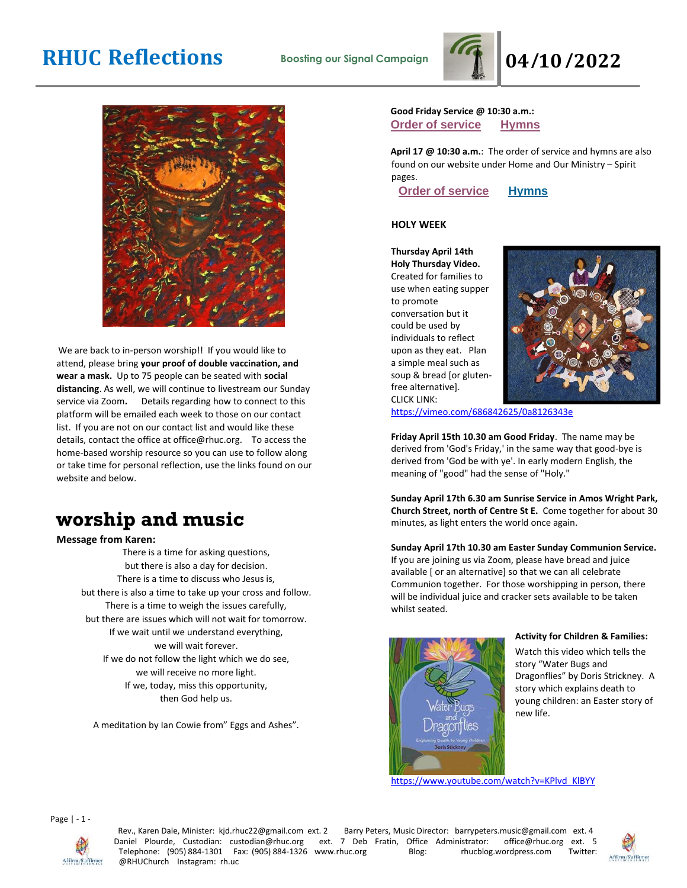# RHUC Reflections

**Boosting our Signal Campaign**

# 04/10/2022

We are back to in-person worship!! If you would like to attend, please bring **your proof of double vaccination, and wear a mask.** Up to 75 people can be seated with **social distancing**. As well, we will continue to livestream our Sunday service via Zoom**.** Details regarding how to connect to this platform will be emailed each week to those on our contact list. If you are not on our contact list and would like these details, contact the office at office@rhuc.org. To access the home-based worship resource so you can use to follow along or take time for personal reflection, use the links found on our website and below.

## worship and music

**Message from Karen:**

There is a time for asking questions,
but there is also a day for decision.
There is a time to discuss who Jesus is,
but there is also a time to take up your cross and follow.
There is a time to weigh the issues carefully,
but there are issues which will not wait for tomorrow.
If we wait until we understand everything,
we will wait forever.
If we do not follow the light which we do see,
we will receive no more light.
If we, today, miss this opportunity,
then God help us.

A meditation by Ian Cowie from" Eggs and Ashes".

**Good Friday Service @ 10:30 a.m.:**
Order of service Hymns

**April 17 @ 10:30 a.m.**: The order of service and hymns are also found on our website under Home and Our Ministry – Spirit pages.
Order of service Hymns

### HOLY WEEK

**Thursday April 14th Holy Thursday Video.** Created for families to use when eating supper to promote conversation but it could be used by individuals to reflect upon as they eat. Plan a simple meal such as soup & bread [or gluten-free alternative]. CLICK LINK: https://vimeo.com/686842625/0a8126343e

**Friday April 15th 10.30 am Good Friday**. The name may be derived from 'God's Friday,' in the same way that good-bye is derived from 'God be with ye'. In early modern English, the meaning of "good" had the sense of "Holy."

**Sunday April 17th 6.30 am Sunrise Service in Amos Wright Park, Church Street, north of Centre St E.** Come together for about 30 minutes, as light enters the world once again.

**Sunday April 17th 10.30 am Easter Sunday Communion Service.** If you are joining us via Zoom, please have bread and juice available [ or an alternative] so that we can all celebrate Communion together. For those worshipping in person, there will be individual juice and cracker sets available to be taken whilst seated.

**Activity for Children & Families:**
Watch this video which tells the story "Water Bugs and Dragonflies" by Doris Strickney. A story which explains death to young children: an Easter story of new life.

https://www.youtube.com/watch?v=KPlvd_KlBYY

Rev., Karen Dale, Minister: kjd.rhuc22@gmail.com ext. 2 Barry Peters, Music Director: barrypeters.music@gmail.com ext. 4 Daniel Plourde, Custodian: custodian@rhuc.org ext. 7 Deb Fratin, Office Administrator: office@rhuc.org ext. 5 Telephone: (905) 884-1301 Fax: (905) 884-1326 www.rhuc.org Blog: rhucblog.wordpress.com Twitter: @RHUChurch Instagram: rh.uc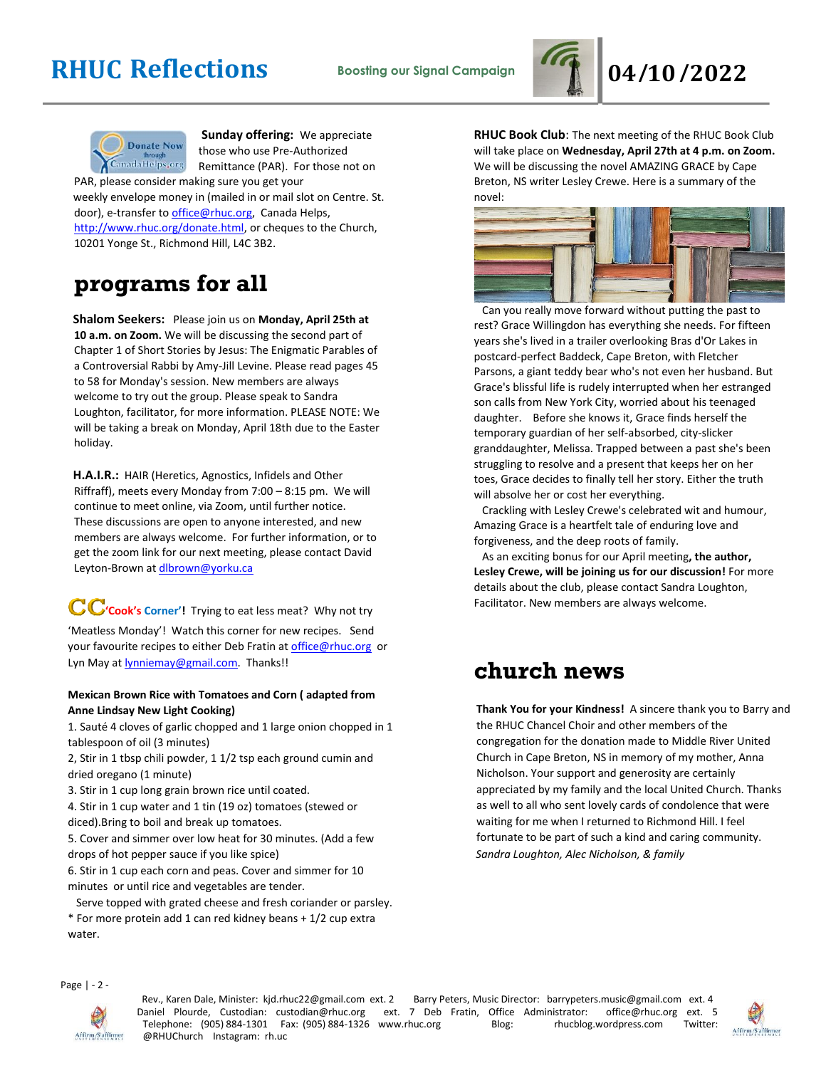# RHUC Reflections

Boosting our Signal Campaign

# 04/10/2022

**Sunday offering:** We appreciate those who use Pre-Authorized Remittance (PAR). For those not on PAR, please consider making sure you get your weekly envelope money in (mailed in or mail slot on Centre. St. door), e-transfer to office@rhuc.org, Canada Helps, http://www.rhuc.org/donate.html, or cheques to the Church, 10201 Yonge St., Richmond Hill, L4C 3B2.

## programs for all

**Shalom Seekers:** Please join us on **Monday, April 25th at 10 a.m. on Zoom.** We will be discussing the second part of Chapter 1 of Short Stories by Jesus: The Enigmatic Parables of a Controversial Rabbi by Amy-Jill Levine. Please read pages 45 to 58 for Monday's session. New members are always welcome to try out the group. Please speak to Sandra Loughton, facilitator, for more information. PLEASE NOTE: We will be taking a break on Monday, April 18th due to the Easter holiday.

**H.A.I.R.:** HAIR (Heretics, Agnostics, Infidels and Other Riffraff), meets every Monday from 7:00 – 8:15 pm. We will continue to meet online, via Zoom, until further notice. These discussions are open to anyone interested, and new members are always welcome. For further information, or to get the zoom link for our next meeting, please contact David Leyton-Brown at dlbrown@yorku.ca

**CC 'Cook's Corner'!** Trying to eat less meat? Why not try 'Meatless Monday'! Watch this corner for new recipes. Send your favourite recipes to either Deb Fratin at office@rhuc.org or Lyn May at lynniemay@gmail.com. Thanks!!

**Mexican Brown Rice with Tomatoes and Corn ( adapted from Anne Lindsay New Light Cooking)**

1. Sauté 4 cloves of garlic chopped and 1 large onion chopped in 1 tablespoon of oil (3 minutes)
2, Stir in 1 tbsp chili powder, 1 1/2 tsp each ground cumin and dried oregano (1 minute)
3. Stir in 1 cup long grain brown rice until coated.
4. Stir in 1 cup water and 1 tin (19 oz) tomatoes (stewed or diced).Bring to boil and break up tomatoes.
5. Cover and simmer over low heat for 30 minutes. (Add a few drops of hot pepper sauce if you like spice)
6. Stir in 1 cup each corn and peas. Cover and simmer for 10 minutes or until rice and vegetables are tender.

Serve topped with grated cheese and fresh coriander or parsley.
* For more protein add 1 can red kidney beans + 1/2 cup extra water.

**RHUC Book Club**: The next meeting of the RHUC Book Club will take place on **Wednesday, April 27th at 4 p.m. on Zoom.** We will be discussing the novel AMAZING GRACE by Cape Breton, NS writer Lesley Crewe. Here is a summary of the novel:

Can you really move forward without putting the past to rest? Grace Willingdon has everything she needs. For fifteen years she's lived in a trailer overlooking Bras d'Or Lakes in postcard-perfect Baddeck, Cape Breton, with Fletcher Parsons, a giant teddy bear who's not even her husband. But Grace's blissful life is rudely interrupted when her estranged son calls from New York City, worried about his teenaged daughter. Before she knows it, Grace finds herself the temporary guardian of her self-absorbed, city-slicker granddaughter, Melissa. Trapped between a past she's been struggling to resolve and a present that keeps her on her toes, Grace decides to finally tell her story. Either the truth will absolve her or cost her everything.

Crackling with Lesley Crewe's celebrated wit and humour, Amazing Grace is a heartfelt tale of enduring love and forgiveness, and the deep roots of family.

As an exciting bonus for our April meeting**, the author, Lesley Crewe, will be joining us for our discussion!** For more details about the club, please contact Sandra Loughton, Facilitator. New members are always welcome.

## church news

**Thank You for your Kindness!** A sincere thank you to Barry and the RHUC Chancel Choir and other members of the congregation for the donation made to Middle River United Church in Cape Breton, NS in memory of my mother, Anna Nicholson. Your support and generosity are certainly appreciated by my family and the local United Church. Thanks as well to all who sent lovely cards of condolence that were waiting for me when I returned to Richmond Hill. I feel fortunate to be part of such a kind and caring community.
*Sandra Loughton, Alec Nicholson, & family*

Rev., Karen Dale, Minister: kjd.rhuc22@gmail.com ext. 2 Barry Peters, Music Director: barrypeters.music@gmail.com ext. 4 Daniel Plourde, Custodian: custodian@rhuc.org ext. 7 Deb Fratin, Office Administrator: office@rhuc.org ext. 5 Telephone: (905) 884-1301 Fax: (905) 884-1326 www.rhuc.org Blog: rhucblog.wordpress.com Twitter: @RHUChurch Instagram: rh.uc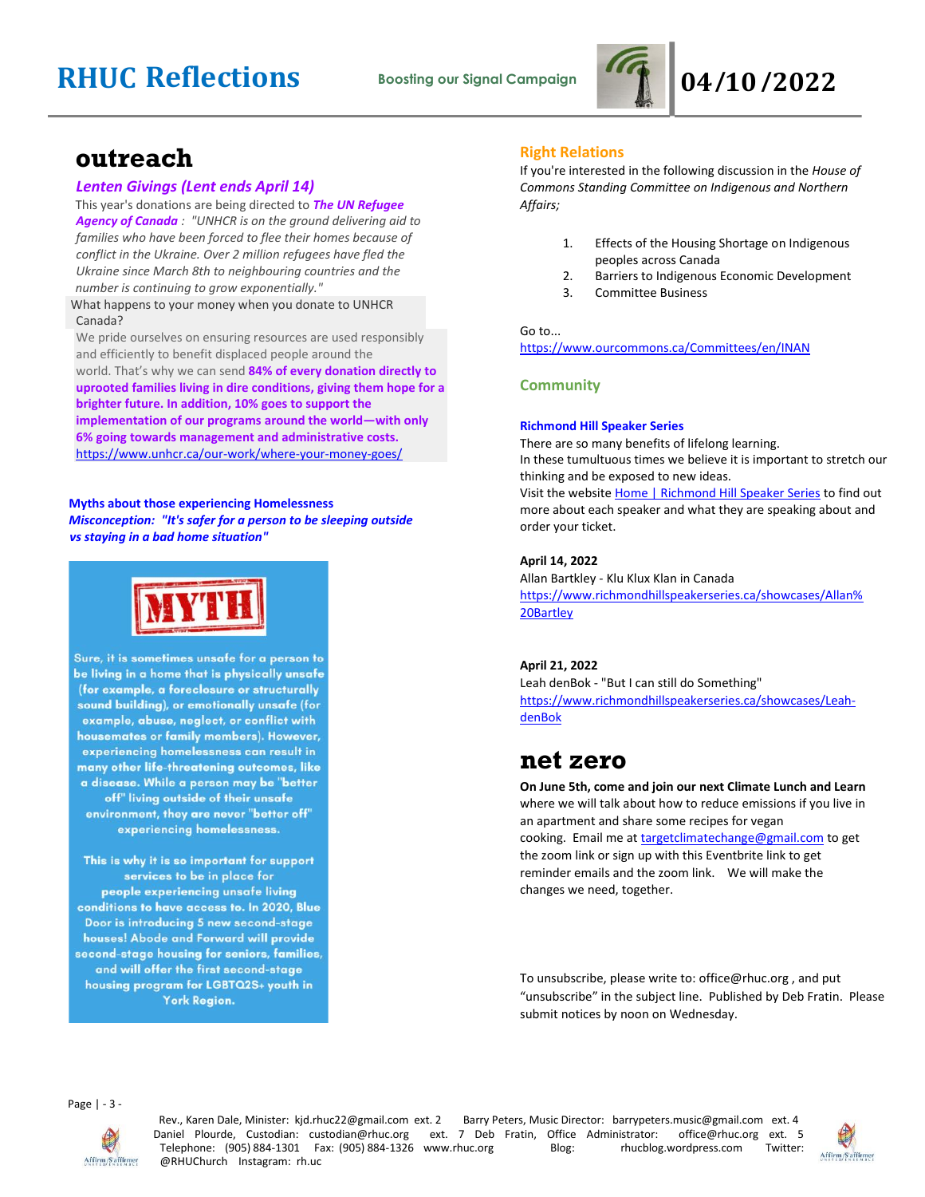# outreach

## *Lenten Givings (Lent ends April 14)*

This year's donations are being directed to ***The UN Refugee Agency of Canada*** *: "UNHCR is on the ground delivering aid to families who have been forced to flee their homes because of conflict in the Ukraine. Over 2 million refugees have fled the Ukraine since March 8th to neighbouring countries and the number is continuing to grow exponentially."*

What happens to your money when you donate to UNHCR Canada?

We pride ourselves on ensuring resources are used responsibly and efficiently to benefit displaced people around the world. That's why we can send **84% of every donation directly to uprooted families living in dire conditions, giving them hope for a brighter future. In addition, 10% goes to support the implementation of our programs around the world—with only 6% going towards management and administrative costs.**
https://www.unhcr.ca/our-work/where-your-money-goes/

**Myths about those experiencing Homelessness**
***Misconception: "It's safer for a person to be sleeping outside vs staying in a bad home situation"***

MYTH

Sure, it is sometimes unsafe for a person to be living in a home that is physically unsafe (for example, a foreclosure or structurally sound building), or emotionally unsafe (for example, abuse, neglect, or conflict with housemates or family members). However, experiencing homelessness can result in many other life-threatening outcomes, like a disease. While a person may be "better off" living outside of their unsafe environment, they are never "better off" experiencing homelessness.

This is why it is so important for support services to be in place for people experiencing unsafe living conditions to have access to. In 2020, Blue Door is introducing 5 new second-stage houses! Abode and Forward will provide second-stage housing for seniors, families, and will offer the first second-stage housing program for LGBTQ2S+ youth in York Region.

## Right Relations

If you're interested in the following discussion in the *House of Commons Standing Committee on Indigenous and Northern Affairs;*

1. Effects of the Housing Shortage on Indigenous peoples across Canada
2. Barriers to Indigenous Economic Development
3. Committee Business

Go to...
https://www.ourcommons.ca/Committees/en/INAN

## Community

**Richmond Hill Speaker Series**

There are so many benefits of lifelong learning.
In these tumultuous times we believe it is important to stretch our thinking and be exposed to new ideas.
Visit the website Home | Richmond Hill Speaker Series to find out more about each speaker and what they are speaking about and order your ticket.

**April 14, 2022**
Allan Bartkley - Klu Klux Klan in Canada
https://www.richmondhillspeakerseries.ca/showcases/Allan%20Bartley

**April 21, 2022**
Leah denBok - "But I can still do Something"
https://www.richmondhillspeakerseries.ca/showcases/Leah-denBok

# net zero

**On June 5th, come and join our next Climate Lunch and Learn** where we will talk about how to reduce emissions if you live in an apartment and share some recipes for vegan cooking. Email me at targetclimatechange@gmail.com to get the zoom link or sign up with this Eventbrite link to get reminder emails and the zoom link. We will make the changes we need, together.

To unsubscribe, please write to: office@rhuc.org , and put "unsubscribe" in the subject line. Published by Deb Fratin. Please submit notices by noon on Wednesday.

Rev., Karen Dale, Minister: kjd.rhuc22@gmail.com ext. 2 Barry Peters, Music Director: barrypeters.music@gmail.com ext. 4
Daniel Plourde, Custodian: custodian@rhuc.org ext. 7 Deb Fratin, Office Administrator: office@rhuc.org ext. 5
Telephone: (905) 884-1301 Fax: (905) 884-1326 www.rhuc.org Blog: rhucblog.wordpress.com Twitter: @RHUChurch Instagram: rh.uc